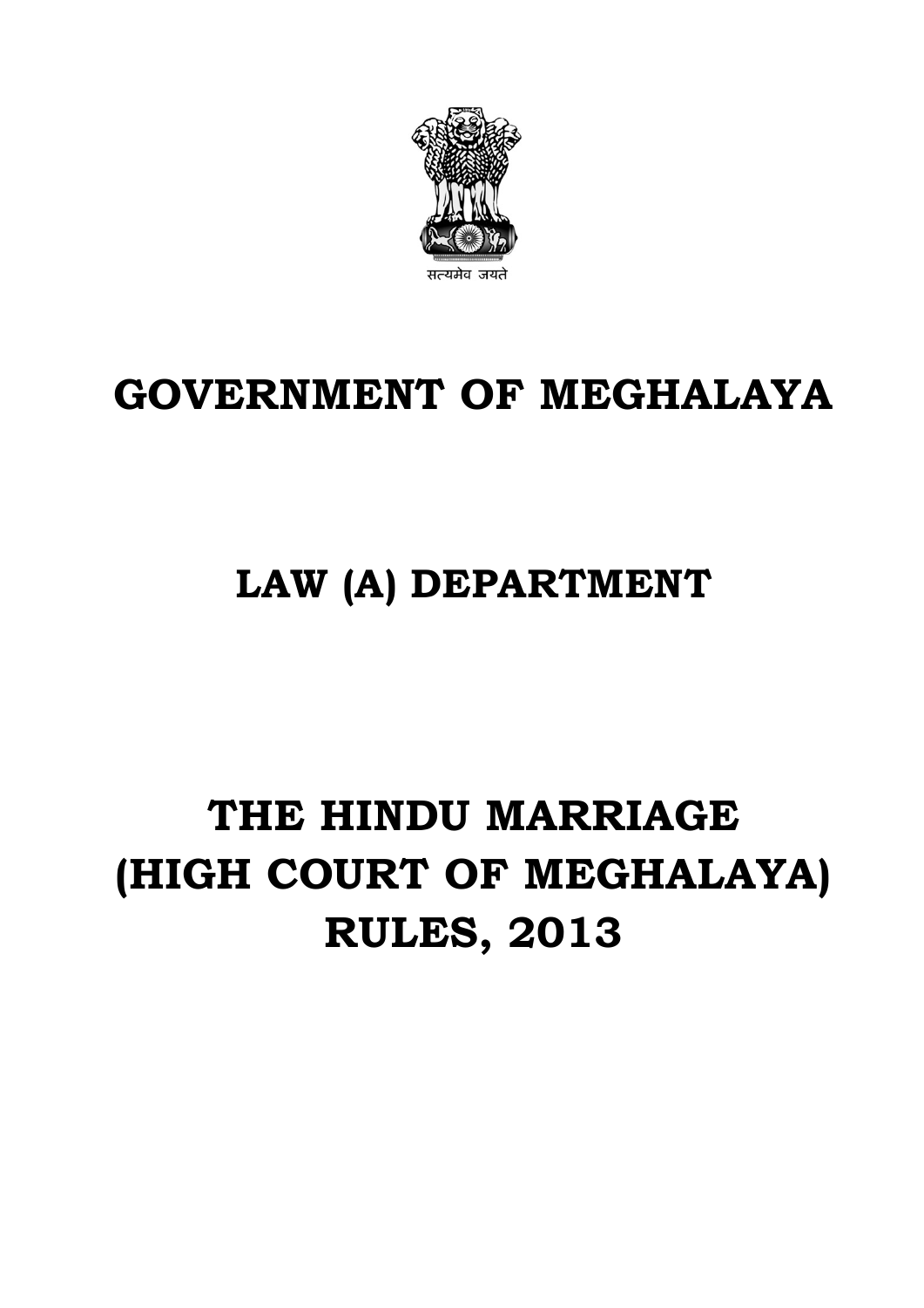सत्यमेव जयते

# GOVERNMENT OF MEGHALAYA

## LAW (A) DEPARTMENT

# THE HINDU MARRIAGE (HIGH COURT OF MEGHALAYA) RULES, 2013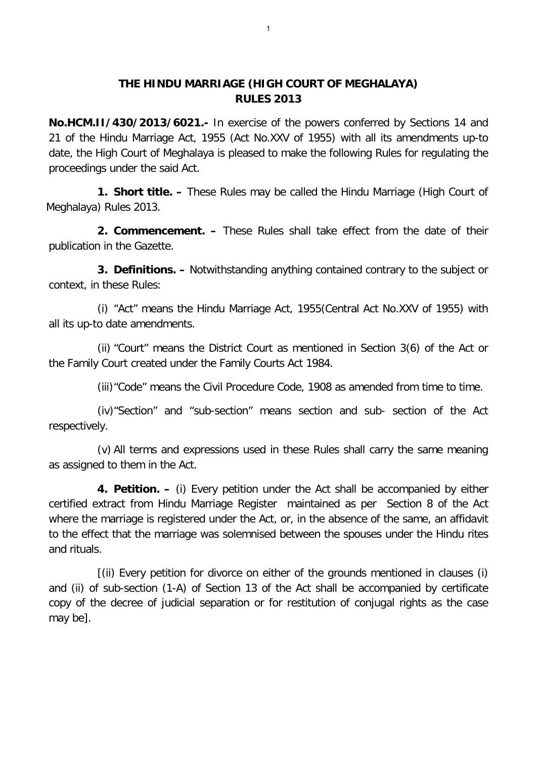## THE HINDU MARRIAGE (HIGH COURT OF MEGHALAYA) RULES 2013

**No.HCM.II/430/2013/6021.-** In exercise of the powers conferred by Sections 14 and 21 of the Hindu Marriage Act, 1955 (Act No.XXV of 1955) with all its amendments up-to date, the High Court of Meghalaya is pleased to make the following Rules for regulating the proceedings under the said Act.

**1. Short title. –** These Rules may be called the Hindu Marriage (High Court of Meghalaya) Rules 2013.

**2. Commencement. –** These Rules shall take effect from the date of their publication in the Gazette.

**3. Definitions. –** Notwithstanding anything contained contrary to the subject or context, in these Rules:

(i) "Act" means the Hindu Marriage Act, 1955(Central Act No.XXV of 1955) with all its up-to date amendments.

(ii) "Court" means the District Court as mentioned in Section 3(6) of the Act or the Family Court created under the Family Courts Act 1984.

(iii) "Code" means the Civil Procedure Code, 1908 as amended from time to time.

(iv) "Section" and "sub-section" means section and sub- section of the Act respectively.

(v) All terms and expressions used in these Rules shall carry the same meaning as assigned to them in the Act.

**4. Petition. –** (i) Every petition under the Act shall be accompanied by either certified extract from Hindu Marriage Register maintained as per Section 8 of the Act where the marriage is registered under the Act, or, in the absence of the same, an affidavit to the effect that the marriage was solemnised between the spouses under the Hindu rites and rituals.

[(ii) Every petition for divorce on either of the grounds mentioned in clauses (i) and (ii) of sub-section (1-A) of Section 13 of the Act shall be accompanied by certificate copy of the decree of judicial separation or for restitution of conjugal rights as the case may be].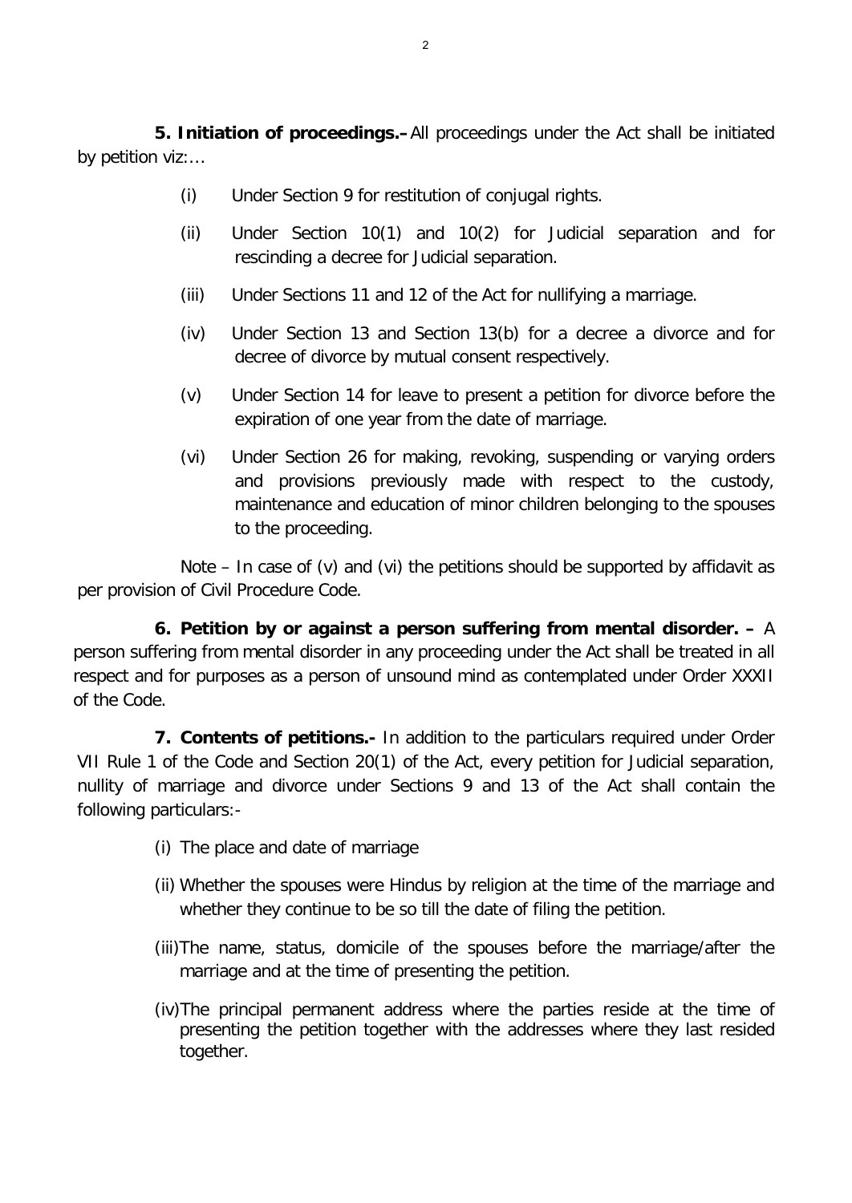**5. Initiation of proceedings.–** All proceedings under the Act shall be initiated by petition viz:…

(i) Under Section 9 for restitution of conjugal rights.

(ii) Under Section 10(1) and 10(2) for Judicial separation and for rescinding a decree for Judicial separation.

(iii) Under Sections 11 and 12 of the Act for nullifying a marriage.

(iv) Under Section 13 and Section 13(b) for a decree a divorce and for decree of divorce by mutual consent respectively.

(v) Under Section 14 for leave to present a petition for divorce before the expiration of one year from the date of marriage.

(vi) Under Section 26 for making, revoking, suspending or varying orders and provisions previously made with respect to the custody, maintenance and education of minor children belonging to the spouses to the proceeding.

Note – In case of (v) and (vi) the petitions should be supported by affidavit as per provision of Civil Procedure Code.

**6. Petition by or against a person suffering from mental disorder. –** A person suffering from mental disorder in any proceeding under the Act shall be treated in all respect and for purposes as a person of unsound mind as contemplated under Order XXXII of the Code.

**7. Contents of petitions.-** In addition to the particulars required under Order VII Rule 1 of the Code and Section 20(1) of the Act, every petition for Judicial separation, nullity of marriage and divorce under Sections 9 and 13 of the Act shall contain the following particulars:-

(i) The place and date of marriage

(ii) Whether the spouses were Hindus by religion at the time of the marriage and whether they continue to be so till the date of filing the petition.

(iii) The name, status, domicile of the spouses before the marriage/after the marriage and at the time of presenting the petition.

(iv) The principal permanent address where the parties reside at the time of presenting the petition together with the addresses where they last resided together.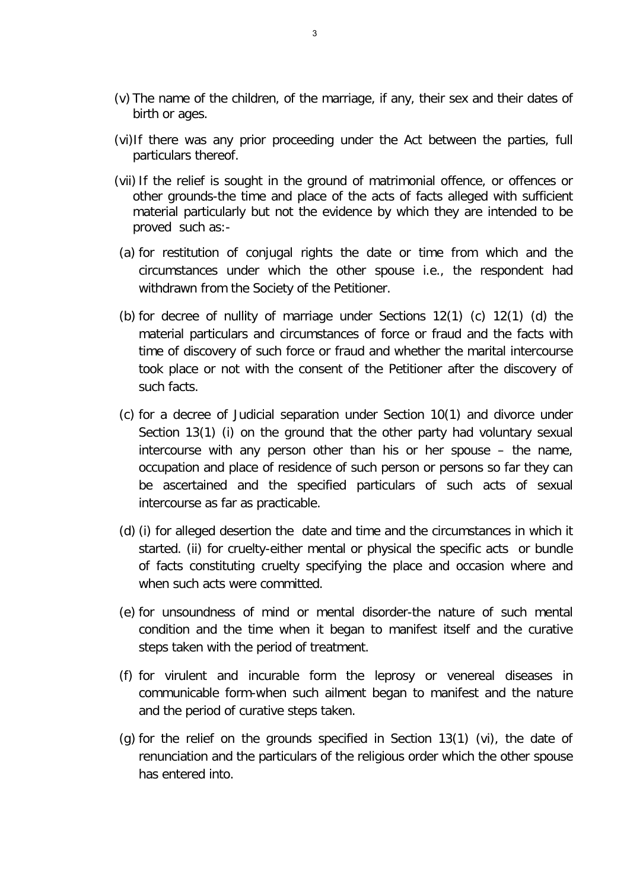(v) The name of the children, of the marriage, if any, their sex and their dates of birth or ages.

(vi) If there was any prior proceeding under the Act between the parties, full particulars thereof.

(vii) If the relief is sought in the ground of matrimonial offence, or offences or other grounds-the time and place of the acts of facts alleged with sufficient material particularly but not the evidence by which they are intended to be proved such as:-

(a) for restitution of conjugal rights the date or time from which and the circumstances under which the other spouse i.e., the respondent had withdrawn from the Society of the Petitioner.

(b) for decree of nullity of marriage under Sections 12(1) (c) 12(1) (d) the material particulars and circumstances of force or fraud and the facts with time of discovery of such force or fraud and whether the marital intercourse took place or not with the consent of the Petitioner after the discovery of such facts.

(c) for a decree of Judicial separation under Section 10(1) and divorce under Section 13(1) (i) on the ground that the other party had voluntary sexual intercourse with any person other than his or her spouse – the name, occupation and place of residence of such person or persons so far they can be ascertained and the specified particulars of such acts of sexual intercourse as far as practicable.

(d) (i) for alleged desertion the date and time and the circumstances in which it started. (ii) for cruelty-either mental or physical the specific acts or bundle of facts constituting cruelty specifying the place and occasion where and when such acts were committed.

(e) for unsoundness of mind or mental disorder-the nature of such mental condition and the time when it began to manifest itself and the curative steps taken with the period of treatment.

(f) for virulent and incurable form the leprosy or venereal diseases in communicable form-when such ailment began to manifest and the nature and the period of curative steps taken.

(g) for the relief on the grounds specified in Section 13(1) (vi), the date of renunciation and the particulars of the religious order which the other spouse has entered into.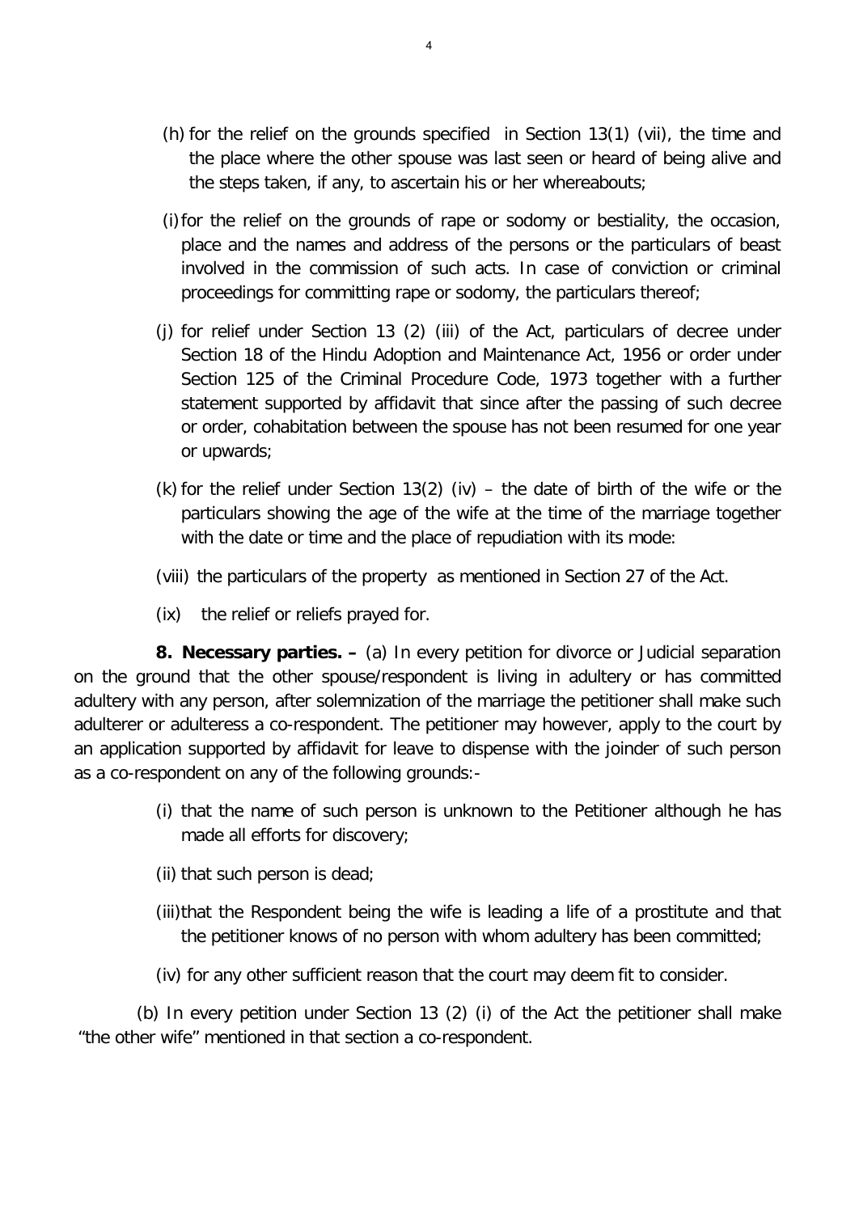(h) for the relief on the grounds specified in Section 13(1) (vii), the time and the place where the other spouse was last seen or heard of being alive and the steps taken, if any, to ascertain his or her whereabouts;

(i) for the relief on the grounds of rape or sodomy or bestiality, the occasion, place and the names and address of the persons or the particulars of beast involved in the commission of such acts. In case of conviction or criminal proceedings for committing rape or sodomy, the particulars thereof;

(j) for relief under Section 13 (2) (iii) of the Act, particulars of decree under Section 18 of the Hindu Adoption and Maintenance Act, 1956 or order under Section 125 of the Criminal Procedure Code, 1973 together with a further statement supported by affidavit that since after the passing of such decree or order, cohabitation between the spouse has not been resumed for one year or upwards;

(k) for the relief under Section 13(2) (iv) – the date of birth of the wife or the particulars showing the age of the wife at the time of the marriage together with the date or time and the place of repudiation with its mode:

(viii) the particulars of the property as mentioned in Section 27 of the Act.

(ix) the relief or reliefs prayed for.

**8. Necessary parties. –** (a) In every petition for divorce or Judicial separation on the ground that the other spouse/respondent is living in adultery or has committed adultery with any person, after solemnization of the marriage the petitioner shall make such adulterer or adulteress a co-respondent. The petitioner may however, apply to the court by an application supported by affidavit for leave to dispense with the joinder of such person as a co-respondent on any of the following grounds:-

(i) that the name of such person is unknown to the Petitioner although he has made all efforts for discovery;

(ii) that such person is dead;

(iii) that the Respondent being the wife is leading a life of a prostitute and that the petitioner knows of no person with whom adultery has been committed;

(iv) for any other sufficient reason that the court may deem fit to consider.

(b) In every petition under Section 13 (2) (i) of the Act the petitioner shall make "the other wife" mentioned in that section a co-respondent.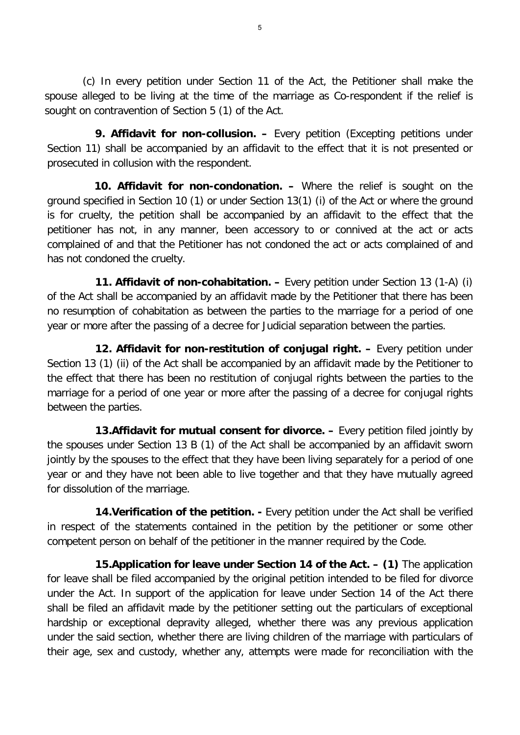(c) In every petition under Section 11 of the Act, the Petitioner shall make the spouse alleged to be living at the time of the marriage as Co-respondent if the relief is sought on contravention of Section 5 (1) of the Act.

**9. Affidavit for non-collusion. –** Every petition (Excepting petitions under Section 11) shall be accompanied by an affidavit to the effect that it is not presented or prosecuted in collusion with the respondent.

**10. Affidavit for non-condonation. –** Where the relief is sought on the ground specified in Section 10 (1) or under Section 13(1) (i) of the Act or where the ground is for cruelty, the petition shall be accompanied by an affidavit to the effect that the petitioner has not, in any manner, been accessory to or connived at the act or acts complained of and that the Petitioner has not condoned the act or acts complained of and has not condoned the cruelty.

**11. Affidavit of non-cohabitation. –** Every petition under Section 13 (1-A) (i) of the Act shall be accompanied by an affidavit made by the Petitioner that there has been no resumption of cohabitation as between the parties to the marriage for a period of one year or more after the passing of a decree for Judicial separation between the parties.

**12. Affidavit for non-restitution of conjugal right. –** Every petition under Section 13 (1) (ii) of the Act shall be accompanied by an affidavit made by the Petitioner to the effect that there has been no restitution of conjugal rights between the parties to the marriage for a period of one year or more after the passing of a decree for conjugal rights between the parties.

**13.Affidavit for mutual consent for divorce. –** Every petition filed jointly by the spouses under Section 13 B (1) of the Act shall be accompanied by an affidavit sworn jointly by the spouses to the effect that they have been living separately for a period of one year or and they have not been able to live together and that they have mutually agreed for dissolution of the marriage.

**14.Verification of the petition. -** Every petition under the Act shall be verified in respect of the statements contained in the petition by the petitioner or some other competent person on behalf of the petitioner in the manner required by the Code.

**15.Application for leave under Section 14 of the Act. – (1)** The application for leave shall be filed accompanied by the original petition intended to be filed for divorce under the Act. In support of the application for leave under Section 14 of the Act there shall be filed an affidavit made by the petitioner setting out the particulars of exceptional hardship or exceptional depravity alleged, whether there was any previous application under the said section, whether there are living children of the marriage with particulars of their age, sex and custody, whether any, attempts were made for reconciliation with the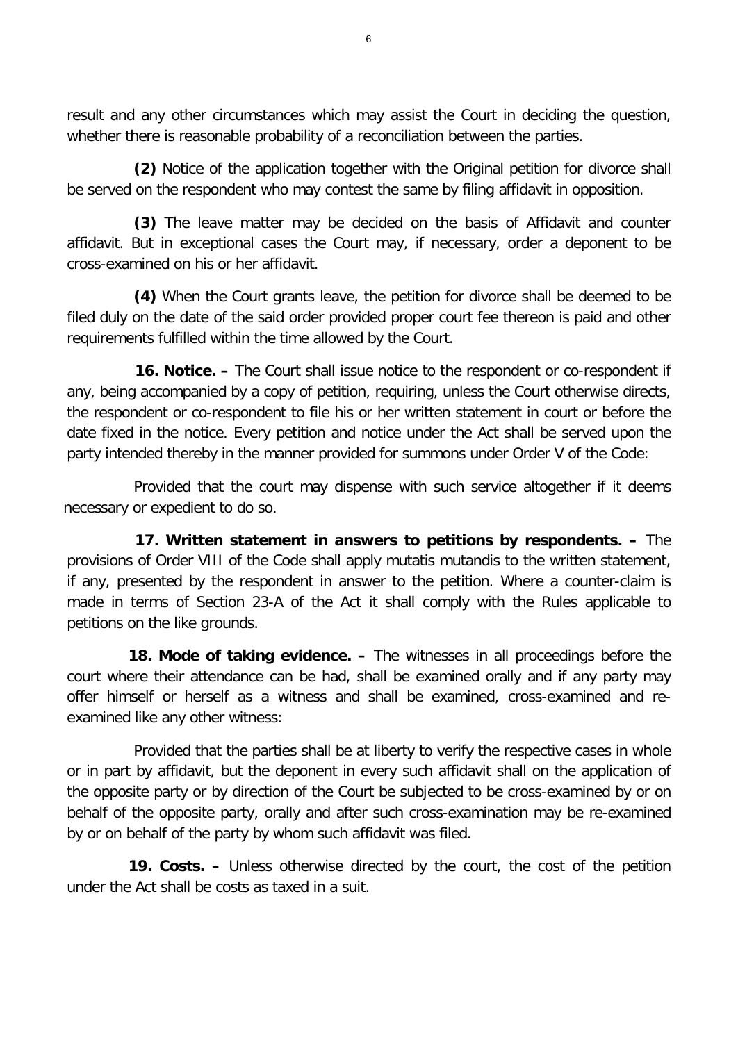result and any other circumstances which may assist the Court in deciding the question, whether there is reasonable probability of a reconciliation between the parties.

**(2)** Notice of the application together with the Original petition for divorce shall be served on the respondent who may contest the same by filing affidavit in opposition.

**(3)** The leave matter may be decided on the basis of Affidavit and counter affidavit. But in exceptional cases the Court may, if necessary, order a deponent to be cross-examined on his or her affidavit.

**(4)** When the Court grants leave, the petition for divorce shall be deemed to be filed duly on the date of the said order provided proper court fee thereon is paid and other requirements fulfilled within the time allowed by the Court.

**16. Notice. –** The Court shall issue notice to the respondent or co-respondent if any, being accompanied by a copy of petition, requiring, unless the Court otherwise directs, the respondent or co-respondent to file his or her written statement in court or before the date fixed in the notice. Every petition and notice under the Act shall be served upon the party intended thereby in the manner provided for summons under Order V of the Code:

Provided that the court may dispense with such service altogether if it deems necessary or expedient to do so.

**17. Written statement in answers to petitions by respondents. –** The provisions of Order VIII of the Code shall apply mutatis mutandis to the written statement, if any, presented by the respondent in answer to the petition. Where a counter-claim is made in terms of Section 23-A of the Act it shall comply with the Rules applicable to petitions on the like grounds.

**18. Mode of taking evidence. –** The witnesses in all proceedings before the court where their attendance can be had, shall be examined orally and if any party may offer himself or herself as a witness and shall be examined, cross-examined and re-examined like any other witness:

Provided that the parties shall be at liberty to verify the respective cases in whole or in part by affidavit, but the deponent in every such affidavit shall on the application of the opposite party or by direction of the Court be subjected to be cross-examined by or on behalf of the opposite party, orally and after such cross-examination may be re-examined by or on behalf of the party by whom such affidavit was filed.

**19. Costs. –** Unless otherwise directed by the court, the cost of the petition under the Act shall be costs as taxed in a suit.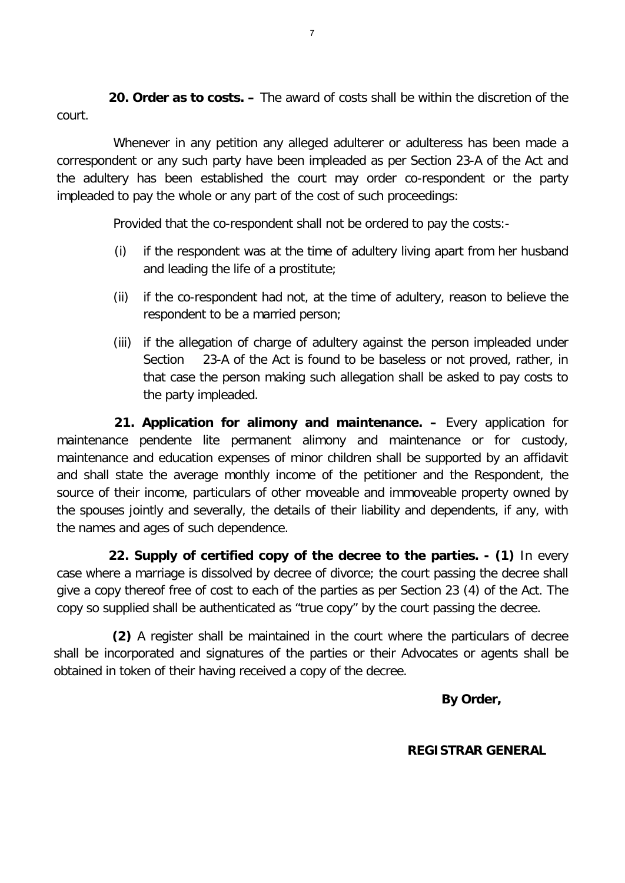**20. Order as to costs. –** The award of costs shall be within the discretion of the court.

Whenever in any petition any alleged adulterer or adulteress has been made a correspondent or any such party have been impleaded as per Section 23-A of the Act and the adultery has been established the court may order co-respondent or the party impleaded to pay the whole or any part of the cost of such proceedings:

Provided that the co-respondent shall not be ordered to pay the costs:-

(i) if the respondent was at the time of adultery living apart from her husband and leading the life of a prostitute;

(ii) if the co-respondent had not, at the time of adultery, reason to believe the respondent to be a married person;

(iii) if the allegation of charge of adultery against the person impleaded under Section 23-A of the Act is found to be baseless or not proved, rather, in that case the person making such allegation shall be asked to pay costs to the party impleaded.

**21. Application for alimony and maintenance. –** Every application for maintenance pendente lite permanent alimony and maintenance or for custody, maintenance and education expenses of minor children shall be supported by an affidavit and shall state the average monthly income of the petitioner and the Respondent, the source of their income, particulars of other moveable and immoveable property owned by the spouses jointly and severally, the details of their liability and dependents, if any, with the names and ages of such dependence.

**22. Supply of certified copy of the decree to the parties. - (1)** In every case where a marriage is dissolved by decree of divorce; the court passing the decree shall give a copy thereof free of cost to each of the parties as per Section 23 (4) of the Act. The copy so supplied shall be authenticated as "true copy" by the court passing the decree.

**(2)** A register shall be maintained in the court where the particulars of decree shall be incorporated and signatures of the parties or their Advocates or agents shall be obtained in token of their having received a copy of the decree.

**By Order,**

**REGISTRAR GENERAL**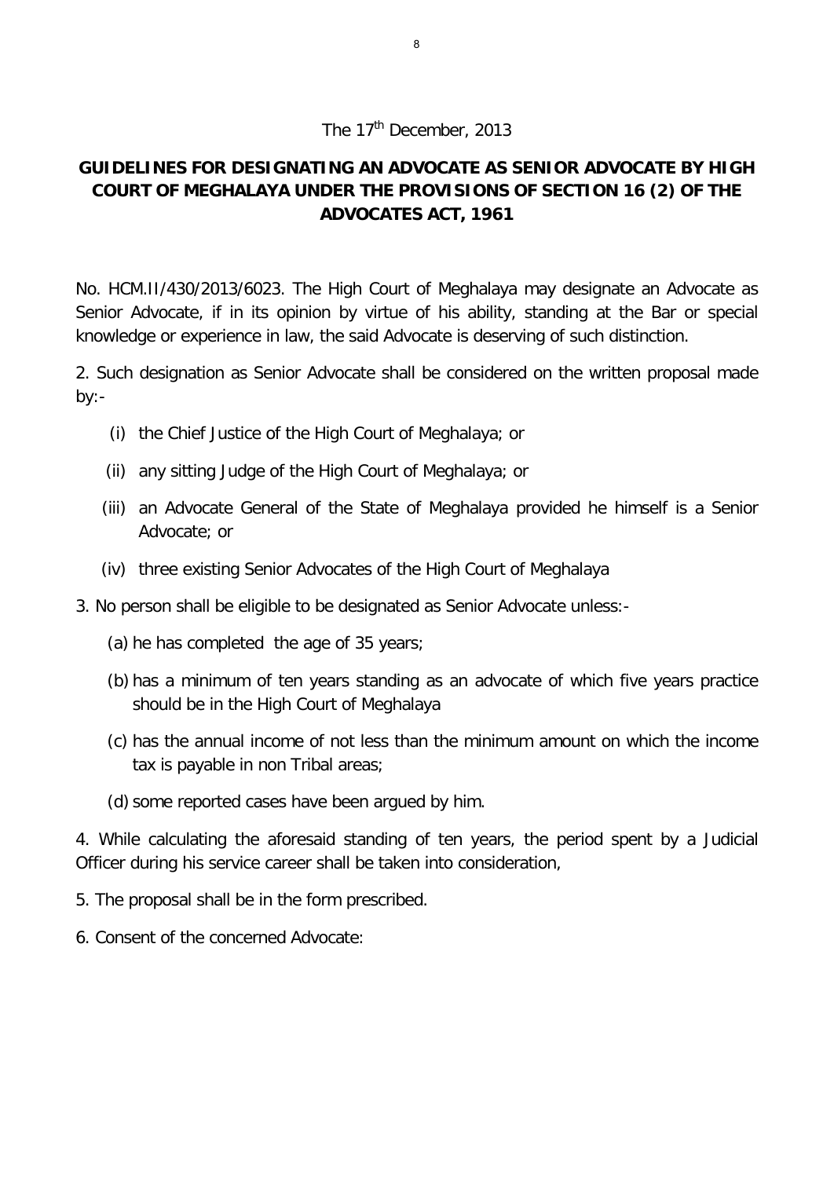The 17th December, 2013

**GUIDELINES FOR DESIGNATING AN ADVOCATE AS SENIOR ADVOCATE BY HIGH COURT OF MEGHALAYA UNDER THE PROVISIONS OF SECTION 16 (2) OF THE ADVOCATES ACT, 1961**

No. HCM.II/430/2013/6023. The High Court of Meghalaya may designate an Advocate as Senior Advocate, if in its opinion by virtue of his ability, standing at the Bar or special knowledge or experience in law, the said Advocate is deserving of such distinction.

2. Such designation as Senior Advocate shall be considered on the written proposal made by:-

(i) the Chief Justice of the High Court of Meghalaya; or

(ii) any sitting Judge of the High Court of Meghalaya; or

(iii) an Advocate General of the State of Meghalaya provided he himself is a Senior Advocate; or

(iv) three existing Senior Advocates of the High Court of Meghalaya

3. No person shall be eligible to be designated as Senior Advocate unless:-

(a) he has completed the age of 35 years;

(b) has a minimum of ten years standing as an advocate of which five years practice should be in the High Court of Meghalaya

(c) has the annual income of not less than the minimum amount on which the income tax is payable in non Tribal areas;

(d) some reported cases have been argued by him.

4. While calculating the aforesaid standing of ten years, the period spent by a Judicial Officer during his service career shall be taken into consideration,

5. The proposal shall be in the form prescribed.

6. Consent of the concerned Advocate: